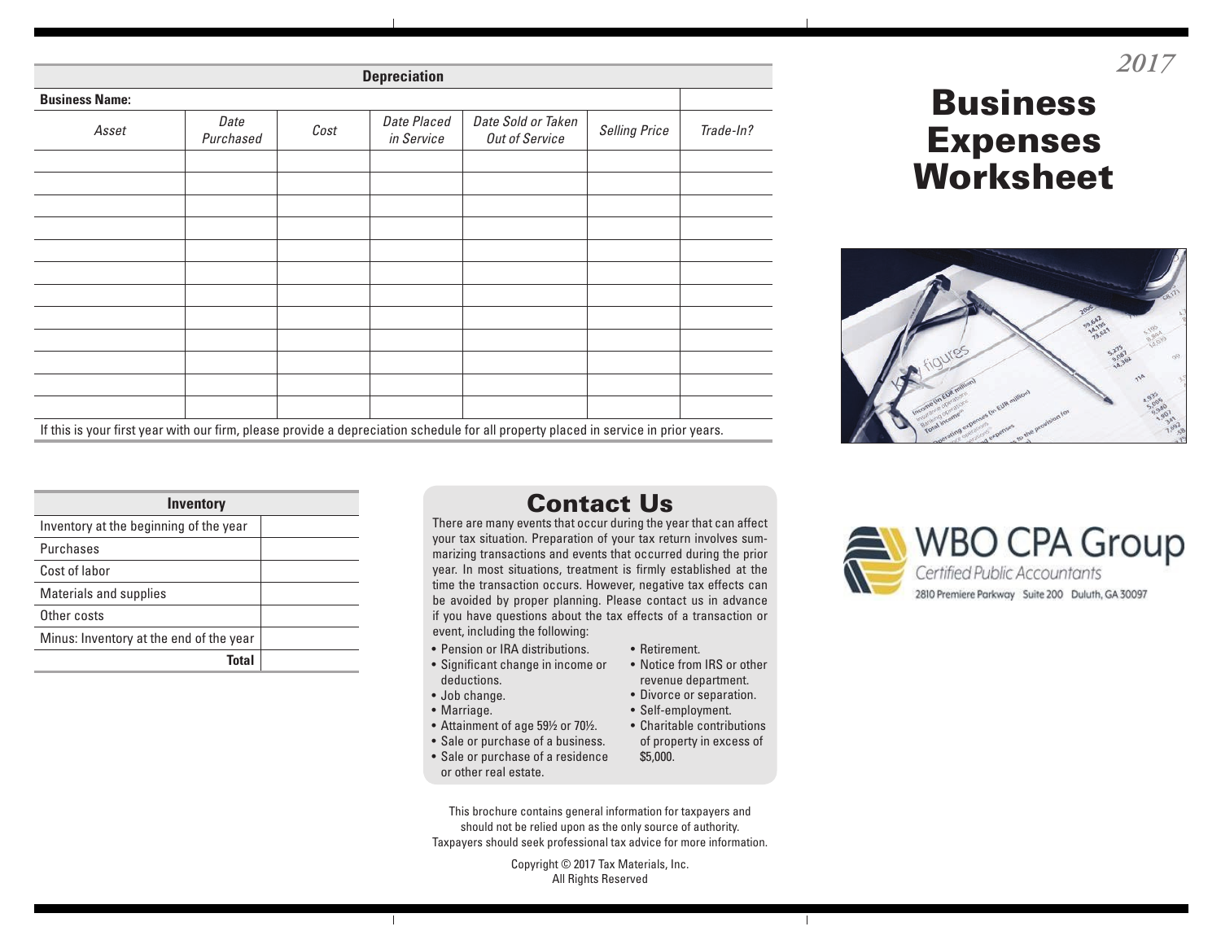## Depreciation

**Business Name:**

| *Asset* | *Date Purchased* | *Cost* | *Date Placed in Service* | *Date Sold or Taken Out of Service* | *Selling Price* | *Trade-In?* |
|---|---|---|---|---|---|---|
| | | | | | | |
| | | | | | | |
| | | | | | | |
| | | | | | | |
| | | | | | | |
| | | | | | | |
| | | | | | | |
| | | | | | | |
| | | | | | | |
| | | | | | | |
| | | | | | | |
| | | | | | | |

If this is your first year with our firm, please provide a depreciation schedule for all property placed in service in prior years.

## Inventory

| Inventory | |
|---|---|
| Inventory at the beginning of the year | |
| Purchases | |
| Cost of labor | |
| Materials and supplies | |
| Other costs | |
| Minus: Inventory at the end of the year | |
| **Total** | |

## Contact Us

There are many events that occur during the year that can affect your tax situation. Preparation of your tax return involves summarizing transactions and events that occurred during the prior year. In most situations, treatment is firmly established at the time the transaction occurs. However, negative tax effects can be avoided by proper planning. Please contact us in advance if you have questions about the tax effects of a transaction or event, including the following:

- Pension or IRA distributions.
- Significant change in income or deductions.
- Job change.
- Marriage.
- Attainment of age 59½ or 70½.
- Sale or purchase of a business.
- Sale or purchase of a residence or other real estate.
- Retirement.
- Notice from IRS or other revenue department.
- Divorce or separation.
- Self-employment.
- Charitable contributions of property in excess of $5,000.

This brochure contains general information for taxpayers and should not be relied upon as the only source of authority. Taxpayers should seek professional tax advice for more information.

Copyright © 2017 Tax Materials, Inc.
All Rights Reserved

*2017*

# Business Expenses Worksheet

WBO CPA Group
Certified Public Accountants
2810 Premiere Parkway Suite 200 Duluth, GA 30097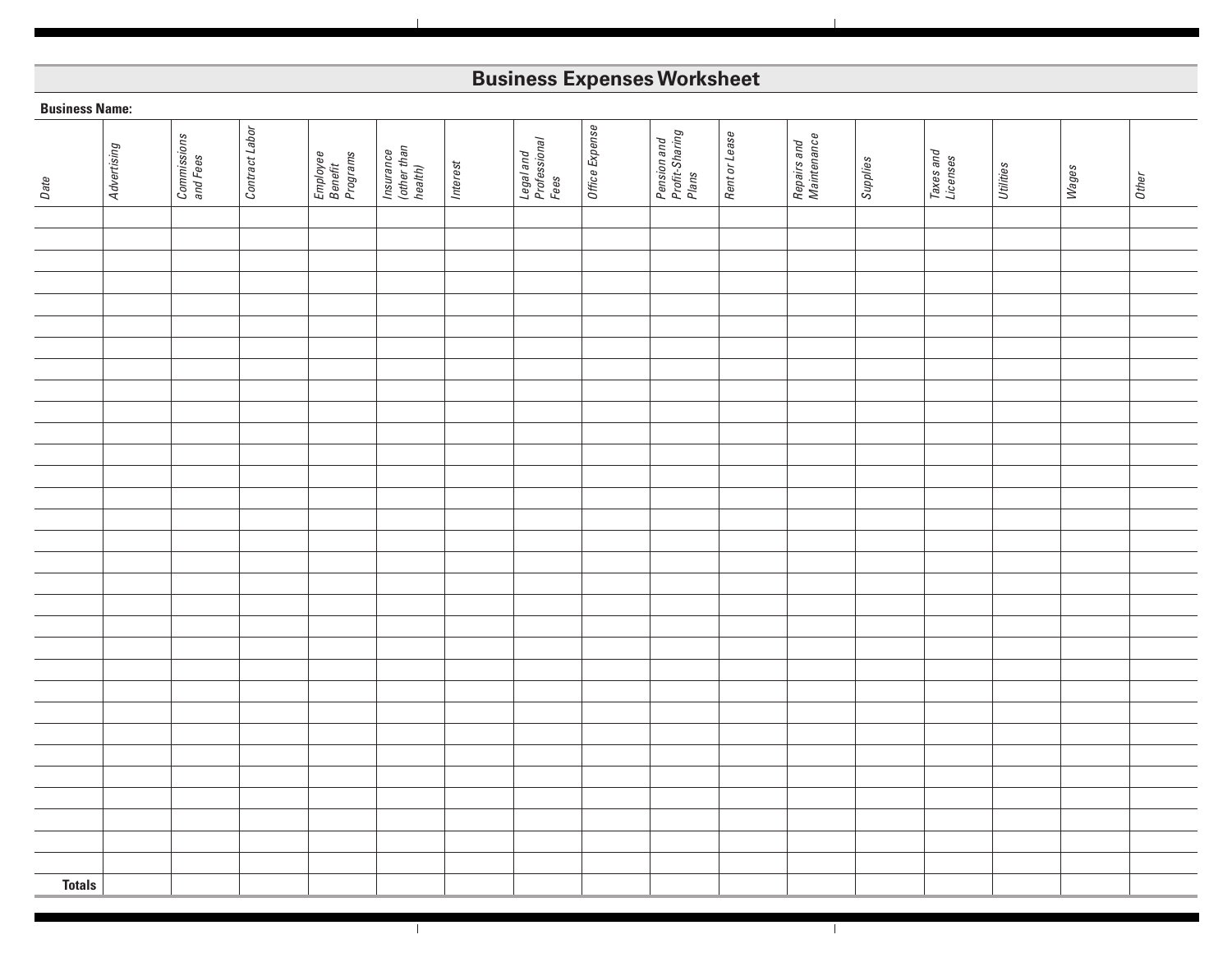## Business Expenses Worksheet

**Business Name:**

| Date | Advertising | Commissions and Fees | Contract Labor | Employee Benefit Programs | Insurance (other than health) | Interest | Legal and Professional Fees | Office Expense | Pension and Profit-Sharing Plans | Rent or Lease | Repairs and Maintenance | Supplies | Taxes and Licenses | Utilities | Wages | Other |
|---|---|---|---|---|---|---|---|---|---|---|---|---|---|---|---|---|
| | | | | | | | | | | | | | | | | |
| | | | | | | | | | | | | | | | | |
| | | | | | | | | | | | | | | | | |
| | | | | | | | | | | | | | | | | |
| | | | | | | | | | | | | | | | | |
| | | | | | | | | | | | | | | | | |
| | | | | | | | | | | | | | | | | |
| | | | | | | | | | | | | | | | | |
| | | | | | | | | | | | | | | | | |
| | | | | | | | | | | | | | | | | |
| | | | | | | | | | | | | | | | | |
| | | | | | | | | | | | | | | | | |
| | | | | | | | | | | | | | | | | |
| | | | | | | | | | | | | | | | | |
| | | | | | | | | | | | | | | | | |
| | | | | | | | | | | | | | | | | |
| | | | | | | | | | | | | | | | | |
| | | | | | | | | | | | | | | | | |
| | | | | | | | | | | | | | | | | |
| | | | | | | | | | | | | | | | | |
| | | | | | | | | | | | | | | | | |
| | | | | | | | | | | | | | | | | |
| | | | | | | | | | | | | | | | | |
| | | | | | | | | | | | | | | | | |
| | | | | | | | | | | | | | | | | |
| | | | | | | | | | | | | | | | | |
| | | | | | | | | | | | | | | | | |
| | | | | | | | | | | | | | | | | |
| | | | | | | | | | | | | | | | | |
| | | | | | | | | | | | | | | | | |
| | | | | | | | | | | | | | | | | |
| **Totals** | | | | | | | | | | | | | | | | |